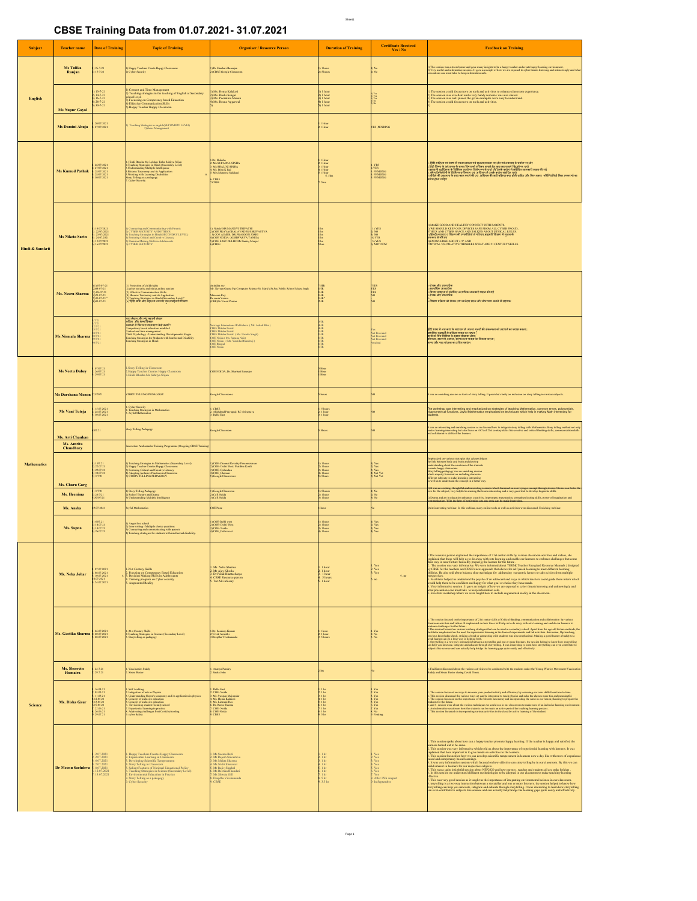# CBSE Training Data from 01.07.2021- 31.07.2021

| Subject | Teacher name | Date of Training | Topic of Training | Organiser / Resource Person | Duration of Training | Certificate Received Yes / No | Feedback on Training |
|---|---|---|---|---|---|---|---|
| English | Ms Tulika Ranjan | 1) 26-7-21 2) 15-7-21 | 1) Happy Teachers Create Happy Classrooms 2) Cyber Security | 1) Dr Sharbari Banerjee 2) CBSE/Google Classroom | 1) 1hour 2) 5 hours | 1) No 2) No | 1) The session was a stress buster and gave many insights to be a happy teacher and create happy learning environment. 2) Very useful and informative session. It gave an insight of how we are exposed to cyber threats knowingly and unknowingly and what precautions one must take to keep information safe. |
| | Ms Nupur Goyal | 1) 13-7-21 2) 14-7-21 3) 16-7-21 4) 20-7-21 5) 30-7-21 | 1) Content and Time Management 2) Teaching strategies in the teaching of English at Secondary school level 3) Focussing on Competency based Education 4) Effective Communication Skills 5) Happy Teacher Happy Classroom | 1) Ms. Hema Kalakoti 2) Ms. Ruchi Sengar 3) Ms. Poornima Menon 4) Ms. Reema Aggarwal 5) | 1) 1 hour 2) 1 hour 3) 1 hour 4) 1 hour 5) 1 hour | 1)Yes 2)Yes 3)Yes 4)Yes 5)No | 1) The session could focus more on tools and activities to enhance classroom experience. 2) The session was excellent and a very handy resource was also shared. 3) The session was well placed the given examples were easy to understand. 4) The session could focus more on tools and activities. 5) |
| | Ms Damini Ahuja | 1. 20/07/2021 2. 27/07/2021 | 1. Teaching Strategies in english(SECONDARY LEVEL) 2.Stress Management | | 1.1 Hour 2.1 Hour | YES, PENDING | |
| Hindi & Sanskrit | Ms Kumud Pathak | 1. 26/07/2021 2. 27/07/2021 3. 28/07/2021 4. 20/07/2021 5. 30/07/2021 | 1. Hindi Bhasha Me Lekhan Tatha Sahitya Srijan 2. Teaching Strategies in Hindi (Secondary Level) 3. Understanding Multiple Intelligence 4.Bloom's Taxonomy and its Application 5.Working with Learning Disabilities 6. Story Telling as a pedagogy 7. Cyber Security | 1. Dr. Shiksha 2. Ms SUPARNA SINHA 3. Ms SHALINI SINHA 4. Ms. Hena K Raj 5. Mrs Mamoon Siddiqui 6. CBSE 7.CBSE | 1.1 Hour 2.1 Hour 3.1 Hour 4.1 Hour 5.1 Hour 6. 5hrs 7. 5hrs | 1. YES 2.YES 3. PENDING 4. PENDING 5. PENDING | 1. हिंदी साहित्य एवं भाषा में रचनात्मकता एवं सृजनात्मकता पर जोर एवं आधार के मार्ग पर जोर 2.हिंदी शिक्षण के अध्यापन के समय शिक्षण को सरल बनाने हेतु कुछ महत्वपूर्ण बिंदुओं पर चर्चा 3.बहुआयामी बुद्धिमत्ता के विभिन्न प्रकारों पर विशेष रूप से चर्चा की गई उनके कार्यों में शामिल आवश्यकों दर्शाया की गई 4. ब्लूम विवेकिनी के विभिन्न स्तरीकरण एवं अधिगम में उसके प्रयोग संबंधित चर्चा 5.अधिगम की अक्षमता के प्रभाव कम करने की एवं अधिगम की कई प्रक्रिया क्या होनी चाहिए और किस प्रकार परिस्थितियों किस उपकरणों का प्रयोग होना चाहिए |
| | Ms Niketa Sarin | 1) 18/07/2021 2) 22/07/2021 3) 23/07/2021 4) 24/07/2021 5) 13/07/2021 6) 16/07/2021 | 1) Connecting and Communicating with Parents 2) CYBER SECURITY AND ETHICS 3) Teaching Strategies in Hindi(SECONDARY LEVEL) 4) Fostering Critical and Creative Literacy 5) Decision Making Skills in Adolescents 6) CYBER SECURITY | 1) Nanda MS MANDIV TRIPATHI 2) COE PRAYAGRAJ/AADRSH SRIVASTVA 3) COE AJMER/ DR.PRAMOD JOSHI 4) COE NOIDA /ASHWARYA TANEJA 5) COE EAST DELHI/ Mr Pankaj Munjal 6) CBSE | 1 hr 1 hr 1 hr 1 hr 1 hr 5 hrs | 1) YES 2) NO 3) NO 4) YES 5) YES 6) NOT NOW | 1) MAKE GOOD AND HEALTHY CONNECT WITH PARENTS 2) WE SHOULD KEEP OUR DEVICES SAFE FROM ALL CYBER FROUD, ETHICS AND CYBER SPACE AND TALKED ABOUT ETHICAL RULES. 3) हिन्दी व्याकरण व शिक्षण की रणनीतियों से परिचय कराया विद्यार्थी शिक्षण में उपयोग के संबंधन की परिचय 4)KNOWLEDGE ABOUT 4"C AND 5. RITICAL VS CREATIVE THINKERS WHAT ARE 21 CENTURY SKILLS |
| | Ms. Neeru Sharma | 1) 07-07-21 2)08-07-21 3) 06-07-21 4)23-07-21 5) 05-07-21 6)05-07-21 | 1) Protection of child rights 2)cyber security and ethics,online session 3) Effective Communication Skills 4) Bloom's Taxonomy and its Application 5)Teaching Strategies in Hindi (Secondary Level)" 6) हिंदी भाषा और सहायक सामग्री मूल्य आधारित शिक्षण | Anindita roy Mr. Naveen Gupta Pgt Computer Science St. Mark's Sr.Sec Public School Meera bagh Munmun Roy Dr.sonu Verma CBSE,Dr.Vinod Prasun | 1HR 1HR 1HR 1HR 1HR 1HR | YES YES YES NO NO | 1.दीक्षा और उपयोगिता 2.ज्ञानवर्धक,उपयोगिता 3.विचार साझा कर प्रभावित आवश्यकी महत्व की गई 4.दीक्षा और उपयोगिता 5. 6.शिक्षण कौशल को रोचक तथा सजीव सरल और छात्रगम्य बनाने में सहायक |
| | Ms Nirmala Sharma | 2/7/21 5/7/21 12/7/21 20/7/21 16/7/21 19/7/21 29/7/21 30/7/21 | नया लेखन और नए कहानी लेखन कविता और कथा शिक्षण कहानी में सिद्ध कथा साहचर्य कैसे बनाएँ? Competency based education module-I Content and time management Child Psychology : Understanding Developmental Stages Teaching Strategies for Students with Intellectual Disability Teaching Strategies in Hindi | New age International Publishers ( Mr. Ashok Bhin ) CBSE Diksha Portal CBSE Diksha Portal CBSE Diksha Portal ( Ms. Urmila Singh) COE Noida ( Ms. Sapana Nair) COE Noida ( Ms. Vaishika Bhardwaj ) COE Bhopal COE Noida | 1HR 1HR 1HR 1HR 1HR 1HR 1HR 1HR | Yes Not Provided Not Provided Not Provided Awaited | हिंदी भाषा में नए बदले के बारे रहा है; आधार कहानी की संकल्पना को आसानी से समझा सकता है। प्रायोगिक कक्षागृहों में प्रतिभा समझ का मजबूत। कक्षा को लेकर शिक्षण के द्वारा सौहार्दता तथा। शिक्षण मूल्य, आत्मशक्ति, समस्या, आत्मबलप्रभाव बनाकर का विकास करना। समय और पाठ योजना का उचित प्रबंधन |
| Mathematics | Ms Neetu Dubey | 1. 07/07/21 2. 26/07/21 3. 29/07/21 | 1.Story Telling in Classroom 2.Happy Teacher Creates Happy Classroom 3.Hindi Bhasha Me Sahitya Srijan | COE NOIDA, Dr. Sharbari Banerjee | 5 Hour 1 Hour 1 Hour | | |
| | Ms Darshana Menon | 7/1/2021 | STORY TELLING PEDAGOGY | Google Classroom | 5 hours | NO | It was an enriching session on tools of story telling. It provided clarity on inclusion on story telling in various subjects. |
| | Ms Vani Tuteja | 1. 15.07.2021 2. 26.07.2021 3. 30.07.2021 | 1. Cyber Security 2. Teaching Strategies in Mathematics 3. Joyful Mathematics | 1. CBSE 2. Allahabad Prayagraj/ RC Srivastava 3. Delhi East | 1. 5 hours 2. 1 hour 3. 1 hour | NO | The workshop was interesting and emphasised on strategies of teaching Mathematics, common errors, polynomials, trigonometrical functions. Joyful Mathematics emphasized on techniques which help in making Math interesting for students. |
| | Ms. Arti Chauhan | 5.07.21 | Story Telling Pedagogy | Google Classroom | 5 Hours | NO | It was an interesting and enriching session as we learned how to integrate story telling with Mathematics.Story telling method not only makes learning interesting but also focus on 4 C's of 21st century skills like creative and critical thinking skills, communication skills and collaborative skills of the learners. |
| | Ms. Amrita Chaudhary | | Innovation Ambassador Training Programme (On going CBSE Training) | | | | |
| | Ms. Charu Garg | 1) 1.07.21 2) 22.07.21 3) 29.07.21 4) 30.07.21 5) 5/7/21 | 1) Teaching Strategies in Mathematics (Secondary Level) 2) Happy Teacher Creates Happy Classroom 3) Fostering Critical and Creative Literacy 4) Adopting Inclusive Practices in Classroom 5) STORY TELLING PEDAGOGY | 1) COE-Chennai/Revathy Parameswaran 2) COE- Delhi West/ Pratibha Kohli 3) COE- Dehradun 4) COE, Chennai 5) Google Classroom | 1) 1hour 2) 1hour 3) 1hour 4) 1hour 5) 5 hours | 1) Yes 2) Yes 3) Yes 4) Not Yet 5) Not Yet | Emphasized on various strategies that acknowledges the link between body and brain and develop understanding about the emotions of the students to make happy classrooms. Story telling pedagogy was an enriching session which majorly focussed on including stories in different subjects to make learning interesting as well as to understand the concept in a better way. |
| | Ms. Heenima | 1) 5/7/21 2) 28/7/21 3)03/07/21 | 1) Story Telling Pedagogy 2) Roleof Theatre and Drama 3) Understanding Multiple Intelligence | 1) Google Classroom 2) CoE Noida 3) CoE Noida | 1) 5 hours 2) 1hour 3) 1hour | 1) No 2) No 3) No | ...ative for the subject...very helpful in making the lesson interesting and a very good tool to develop linguistic skills. 2) Drama and art in education enhances creativity, impromptu presentations, strengthen leaning skills, power of imagination and communication. With the help of technology arts are more easy to make interesting. |
| | Ms. Ansha | 29.07.2021 | Joyful Mathematics | COE Pune | 1 hour | No | Quite interesting webinar. In this webinar, many online tools as well as activities were discussed. Enriching webinar. |
| | Ms. Sapna | 1) 6.07.21 2) 14.07.21 3) 18.07.21 4) 26.07.21 | 1) Anger free school 2) Item writing - Multiple choice questions 3) Connecting and communicating with parents 4) Teaching strategies for students with intellectual disability. | 1) COE- Delhi west 2) COE- Delhi West 3) COE- Noida 4) COE_Delhi west | 1) 1hour 2) 1hour 3) 1hour 4) 1hour | 1) Yes 2) Yes 3) Yes 4) Yes | |
| Science | Ms. Neha Johar | 1. 07.07.2021 2. 06.07.2021 3. 30.07.2021 4.15.07.2021 5. 24.07.2021 | 1.21st Century Skills 2. Focussing on Competency Based Education 3. Decision Making Skills in Adolescents 4. Training program on Cyber security 5. Augmented Reality | 1. Mr. Neha Sharma 2. Mr. Ajay Khosla 3. Dr Pallak Bhattacharya 4. CBSE Resource person 5. Tcl AR infoway | 1. 1 hour 2. 1 hour 3. 1 hour 4. 5 hours 5. 1 hour | 1. Yes 2. Yes 3. Yes 4. no 5. no | 1. The resource person explained the importance of 21st center skills by various classroom activities and videos, she explained that these will help us to do away with rote learning and enable our learners to embrace challenges that come their way in most furture basically preparing the learner for the future. 2. The session was very informative. We were informed about TERM( Teacher Energized Resource Manuals ) designed by CBSE for the teachers and CBSE's new approach that allows for self paced learning to meet different learning abilities. He also told about balance sheet technique for addressing eccentric learners to take actions from multiple perspectives. 3. Facilitator helped us understand the psyche of an adolescent and ways in which teachers could guide them intern which would help them to be confident and happy for what goal or choice they have made. 4. Very informative session . It gave an insight of how we are exposed to cyber threats knowing and unknowingly and what precautions one must take to keep information safe. 5. Excellent workshop where we were taught how to include augmented reality in the classroom. |
| | Ms. Geetika Sharma | 1. 26.07.2021 2. 20.07.2021 3. 26.07.2021 | 1.21st Century Skills 2.Teaching Strategies in Science (Secondary Level) 3. Storytelling as pedagogy | 1.Dr. Sandeep Kumar 2.Vivek Awasthi 3.Deepika Vivekananda | 1. 1 hour 2. 1 hour 3. 5 hours | 1. Yes 2. No 3. No | 1. The session focused on the importance of 21st century skills of Critical thinking, communication and collaboration by various classroom activities and videos. It emphasised on how these will help us to do away with rote learning and enable our learners to embrace challenges for the future. 2. The session focused on various teaching strategies that can be used in secondary school. Apart from the age old lecture methods, the facilitator emphasised on the need for experiential learning in the form of experiments and lab activities, discussion, flip teaching, previous knowledge check, striking a bond or connecting with students was also emphasized. Making a good learner a buddy to a weak learner can go a long way in helping both. 3. Storytelling is a two-way interaction between a storyteller and one or more listeners. the session helped to know how storytelling can help you uncover, integrate and educate through storytelling. It was interesting to learn how storytelling can even contribute to subjects like science and can actually help bridge the learning gaps quite easily and effectively. |
| | Ms. Sheereen Humaira | 1. 22.7.21 2. 29.7.21 | 1. Vaccination buddy 2. Nerve Buster | 1. Ananya Pandey 2. Sasha John | 2 hrs | No | 1. Facilitator discussed about the various activities to be conducted with the students under the Young Warrior Movement Vaccination Buddy and Nerve Buster during Covid Times. |
| | Ms. Disha Gaur | 1. 16.04.21 2. 03.03.21 3. 11.03.21 4. 12.05.21 5. 13.05.21 6. 19.05.21 7. 22.06.21 8. 26.06.21 9. 29.07.21 | 1. Self Auditing 2. Integration of arts in Physics 3. Understanding bloom's taxonomy and its application in physics 4. Concept of inclusive classrooms 5. Concept of inclusive education 6. Envisioning student friendly school 7. Experiential learning in practice 8. Addressing challenges Post Covid schooling 9. cyber Safety | 1. Delhi East 2. COE- Noida 3. Ms. Swapan Majumdar 4. Ms. Hema Kalakoti 5. Ms. Lizaran Das 6. Dr. Reeta Sharma 7. COE- Noida 8. COE-Noida 9. CBSE | 1. 1 hr 2. 1 hr 3. 1 hr 4. 1 hr 5. 1 hr 6. 1 hr 7. 1 hr 8. 1 hr 9. 5 hr | 1. Yes 2. Yes 3. Yes 4. Yes 5. Yes 6. Yes 7. Yes 8. No 9. Pending | 1. The session focused on ways to increase your productivity and efficiency by assessing our own skills from time to time. 2. This session discussed the various ways art can be integrated to teach physics and make the classes more fun and meaningful. 3. The session focused on the importance of the bloom's taxonomy and incorporating the same in our lesson planning to prepare the students for the future. 4. and 5. session were about the various techniques we could use in our classrooms to make sure of an inclusive learning environment. 6. An informative session on how the students can be made an active part of the teaching learning process. 7. This session focused on incorporating various activities in the class for active learning of the student. |
| | Dr Meenu Sachdeva | 1. 23/7/2021 2. 23/7/2021 3. 6/07/2021 4. 7/07/2021 5. 8/07/2021 6. 12/07/2021 7. 13/07/2021 | 1. Happy Teachers Create Happy Classroom 2. Experiential Learning in Classroom 3. Developing Scientific Temperament 4. Story Telling in Classroom 5. Salient Features of National Educational Policy 6. Teaching Strategies in Science (Secondary Level) 7. Environmental Education in Practice 8. Story Telling as a pedagogy 9. Cyber Security | 1. Ms Seema Behl 2. Mr Rajesh Srivastava 3. Ms Mohini Sharma 4. Ms Nidhi Bhatnagar 5. Mr Rajiv Singhal 6. Ms Niveditha Bhandari 7. Ms Shweta Gill 8. Deepika Vivekananda 9. CBSE | 1. 1 hr 2. 1 hr 3. 1 hr 4. 1 hr 5. 1 hr 6. 1 hr 7. 1 hr 8. 5 hr 9. 3.5 hr | 1. Yes 2. Yes 3. Yes 4. Yes 5. Yes 6. Yes 7. Yes 8. After 15th August 9. In September | 1. This session spoke about how can a happy teacher promote happy learning. If the teacher is happy and satisfied the learners turned out to be same. 2. This session was very informative which told us about the importance of experiential learning with learners. It was explained that how important is to give hands on activities to the learners. 3. This session focused on how we can develop scientific temperament in learners now a day life with more of experience based and competency based learnings. 4. It was very informative session which focused on how effective can story telling be in our classroom. By this we can build interest in learners for our respective subjects. 5. This was a quite insightful session about NEP2020 and how parents , teacher and students all are stake holders . 6. In this session we understood different methodologies to be adopted in our classroom to make teaching-learning effective. 7. This was very good session as it taught us the importance of integrating environmental science in our classroom. 8. storytelling is a two-way interaction between a storyteller and one or more listeners. the session helped to know how storytelling can help you uncover, integrate and educate through storytelling. It was interesting to learn how storytelling can even contribute to subjects like science and can actually help bridge the learning gaps quite easily and effectively. |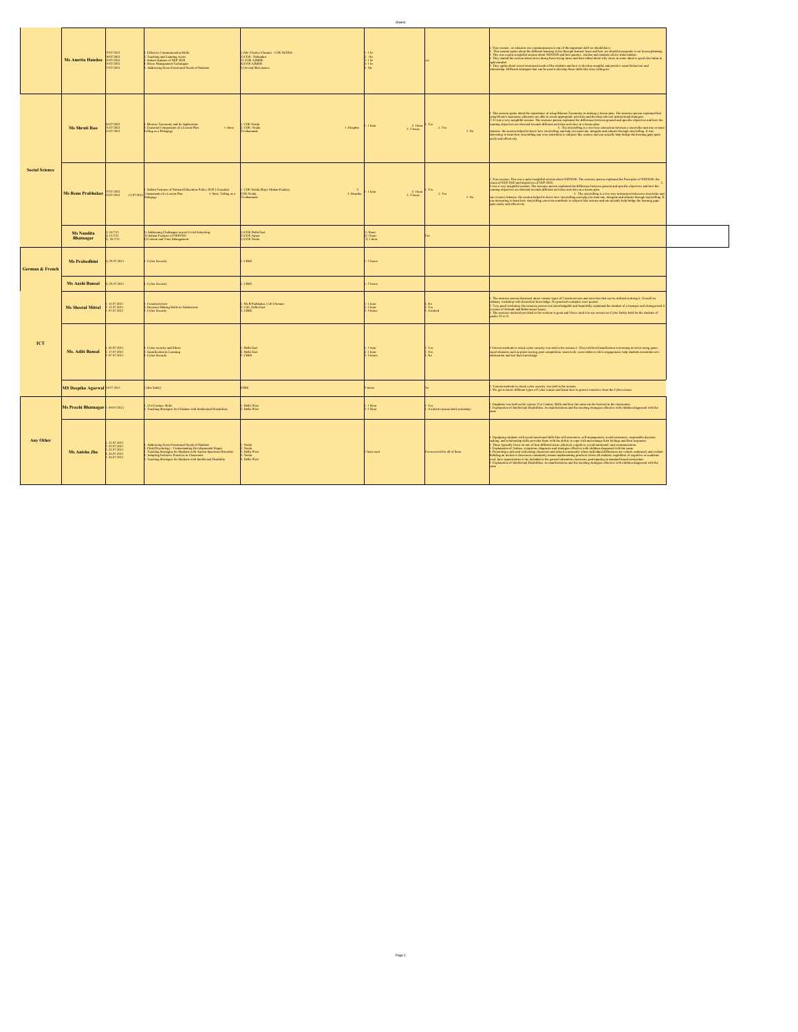| | | | | | | | |
|---|---|---|---|---|---|---|---|
| Social Science | Ms Amrita Handoo | 27/07/2021<br>28/07/2021<br>23/07/2021<br>25/07/2021<br>27/07/2021 | 1. Effective Communication Skills<br>2. Teaching and Learning styles<br>3. Salient features of NEP 2020<br>4. Stress Management Techniques<br>5. Addressing Socio-Emotional Needs of Students | 1) Ms. Charles Clarance - COE NOIDA<br>2) COE - Dehradun<br>3) COE AJMER<br>4) COE AJMER<br>5) Arvind Shrivastava | 1. 1 hr<br>2. 1hr<br>3. 1 hr<br>4. 1 hr<br>5. 1hr | yes | 1. Nice session , as educator our communication is one of the important skill we should have .<br>2. This session spoke about the different learning styles through learner learn and how we should incorporate it our lesson planning<br>3. This was a quite insightful session about NEP2020 and how parents , teacher and students all are stake holders<br>4. They started the session about stress during these trying times and then talked about why stress in some amount is good also taken in right mindset<br>5. They spoke about social emotional needs of the students and how to develop empathy and positive social behaviour and relationship. Different strategies that can be used to develop these skills like story telling etc. |
| | Ms Shruti Rao | 14/07/2021<br>21/07/2021<br>13/07/2021 | 1. Blooms Taxonomy and its Application<br>2. Essential Components of a Lesson Plan<br>3. Story Telling as a Pedagogy | 1. COE- Noida<br>2. COE- Noida<br>3. Deepika Vivekananda | 1. 1 hour<br>2. 1 hour<br>3. 1 hour | 1. Yes<br>2. Yes<br>3. No | 1. This session spoke about the importance of using Blooms Taxonomy in making a lesson plan. The resource person explained that using bloom's taxonomy educators are able to create appropriate activities and develop relevant instructional strategies.<br>2. It was a very insightful session. The resource person explained the difference between general and specific objectives and how the learning objectives are directed towards different activities in a lesson plan.<br>3. The storytelling is a two-way interaction between a storyteller and one or more listeners. the session helped to learn how storytelling can help you motivate, integrate and educate through storytelling. It was interesting to learn how storytelling can even contribute to subjects like science and can actually help bridge the learning gaps easily and effectively. |
| | Ms Renu Prabhakar | 07/07/2021<br>13/07/2021<br>13/07/2021 | 1. Salient Features of National Education Policy 2020<br>2. Essential Components of a Lesson Plan<br>3. Story Telling as a Pedagogy | 1. COE- Noida (Rajiv Mohan Pandey)<br>2. COE-Noida<br>3. Deepika Vivekananda | 1. 1 hour<br>2. 1 hour<br>3. 1 hour | 1. Yes<br>2. Yes<br>3. No | 1. Nice session, This was a quite insightful session about NEP2020. The resource person explained the Principles of NEP2020, the vision of NEP 2020 and objectives of NEP 2020.<br>2. It was a very insightful session. The resource person explained the difference between general and specific objectives and how the learning objectives are directed towards different activities in a lesson plan.<br>3. The storytelling is a two-way interaction between a storyteller and one or more listeners. the session helped to learn how storytelling can help you motivate, integrate and educate through storytelling. It was interesting to learn how storytelling can even contribute to subjects like science and can actually help bridge the learning gaps easily and effectively. |
| | Ms Nandita Bhatnagar | 1) 28/7/21<br>2) 15/7/21<br>3) 26/7/21 | 1) Addressing Challenges in post Covid Schooling<br>2) Salient Features of NEP2020<br>3) Content and Time Management | 1) COE Delhi East<br>2) COE Ajmer<br>3) COE Noida | 1) 2hours<br>2) 1hour<br>3) 1 hour | Yes | |
| German & French | Ms Prabodhini | 1. 29.07.2021 | 1. Cyber Security | 1. CBSE | 1. 3 hours | | |
| ICT | Ms Aashi Bansal | 1. 29.07.2021 | 1. Cyber Security | 1. CBSE | 1. 3 hours | | |
| | Ms Sheetal Mittal | 1. 12.07.2021<br>2. 15.07.2021<br>3. 07.07.2021 | 1. Constructivism<br>2. Decision Making Skills in Adolescents<br>3. Cyber Security | 1. Mr R Prabhakar, CoE Chennai<br>2. CoE, Delhi East<br>3. CBSE | 1. 1 hour<br>2. 1 hour<br>3. 3 hours | 1. No<br>2. Yes<br>3. Awaited | 1. The resource person discussed about various types of Constructivism and activities that can be utilized in doing it. Overall an ordinary workshop with theoretical knowledge. No practical examples were quoted.<br>2. Very good workshop, the resource person was knowledgeable and beautifully explained the mindset of a teenager and distinguished it in terms of Attitude and Behavioural issues.<br>3. The resource material provided in the webinar is good and I have used it in my sessions on Cyber Safety held for the students of grades VI to X. |
| | Ms. Aditi Bansal | 1. 02.07.2021<br>2. 17.07.2021<br>3. 07.07.2021 | 1. Cyber security and Ethics<br>2. Gamification in Learning<br>3. Cyber Security | 1. Delhi East<br>2. Delhi East<br>3. CBSE | 1. 1 hour<br>2. 1 hour<br>3. 3 hours | 1. Yes<br>2. Yes<br>3. No | 1. Various methods to check cyber security was told in the session.2. They told how Gamification in learning involves using game-based elements such as point scoring, peer competition, team work, score tables to drive engagement, help students assimilate new information and test their knowledge. |
| | MS Deepika Agarwal | 14.07.2021 | Cyber Safety | CBSE | 3 hours | No | 1. Various methods to check cyber security was told in the session.<br>2. We got to know different types of Cyber crimes and learnt how to protect ourselves from the Cyber crimes. |
| Any Other | Ms Prachi Bhatnagar | 1. 09/07/2021 | 1. 21st Century Skills<br>2. Teaching Strategies for Children with Intellectual Disabilities | 1. Delhi West<br>2. Delhi West | 1. 1 Hour<br>2. 1 Hour | 1. Yes<br>2. Awaited (session held yesterday) | 1. Emphasis was laid on the various 21st Century Skills and how the same can be fostered in the classrooms.<br>2. Explanation of Intellectual Disabilities, its manifestations and the teaching strategies effective with children diagnosed with the same |
| | Ms Anisha Jha | 1. 12.07.2021<br>2. 22.07.2021<br>3. 22.07.2021<br>4. 26.07.2021<br>5. 26.07.2021 | 1. Addressing Socio-Emotional Needs of Students<br>2. Child Psychology - Understanding Developmental Stages<br>3. Teaching Strategies for Students with Autism Spectrum Disorder<br>4. Adopting Inclusive Practices in Classrooms<br>5. Teaching Strategies for Students with Intellectual Disability | 1. Noida<br>2. Noida<br>3. Delhi West<br>4. Noida<br>5. Delhi West | 1 hour each | Yes received for all of them | 1. Equipping students with social-emotional skills like self-awareness, self-management, social awareness, responsible decision making, and relationship skills provides them with the ability to cope with and manage their feelings and their responses.<br>2. These typically focus on one of five different areas: physical, cognitive, social/emotional, and communication.<br>3. Explanation of Autism, symptoms, diagnosis and strategies effective with children diagnosed with the same.<br>4. Promoting a safe and welcoming classroom and school community where individual differences are valued, embraced, and evident. Building an inclusive classroom community means implementing practices where all students, regardless of cognitive or academic level, have opportunities to be included in the general education classroom, participating in standard based curriculum.<br>5. Explanation of Intellectual Disabilities, its manifestations and the teaching strategies effective with children diagnosed with the same |